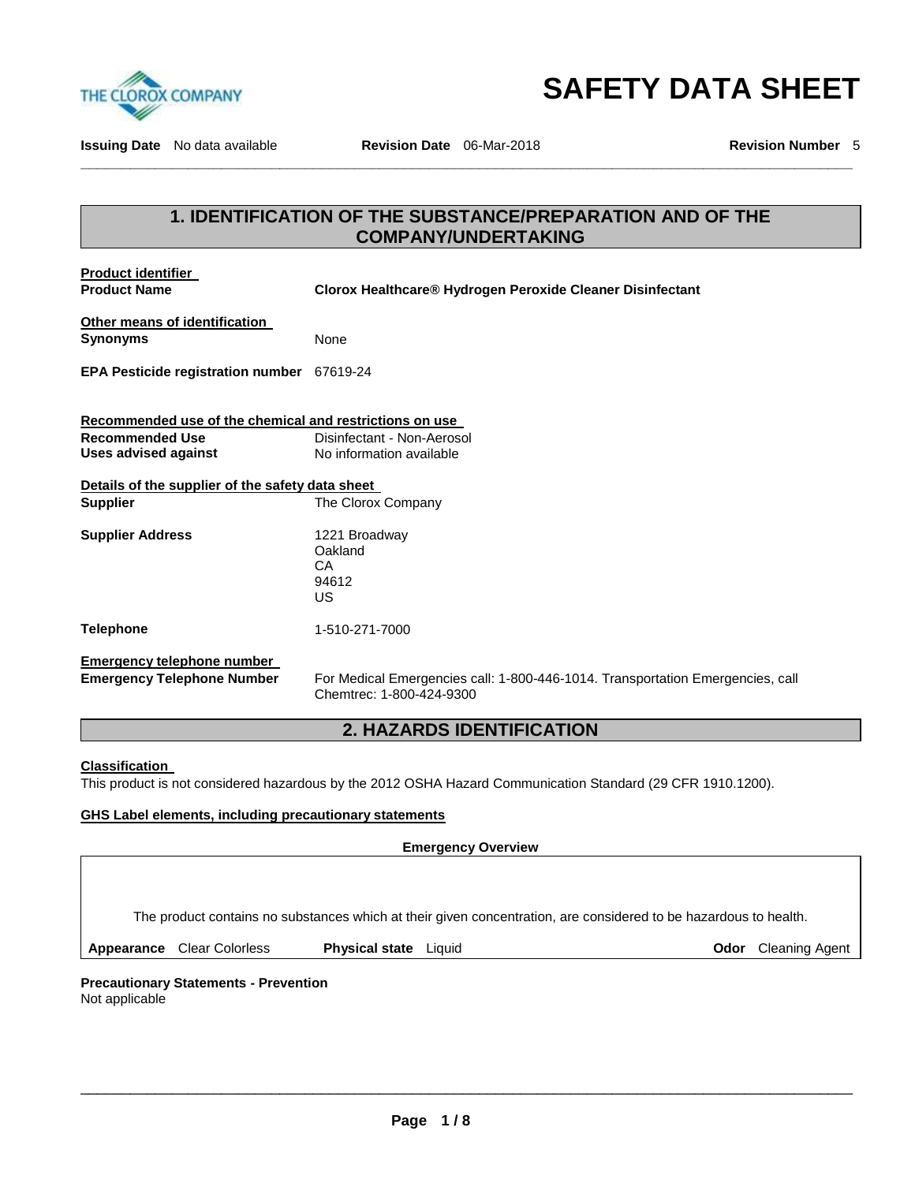# SAFETY DATA SHEET

**Issuing Date** No data available **Revision Date** 06-Mar-2018 **Revision Number** 5

## 1. IDENTIFICATION OF THE SUBSTANCE/PREPARATION AND OF THE COMPANY/UNDERTAKING

**Product identifier**

**Product Name** **Clorox Healthcare® Hydrogen Peroxide Cleaner Disinfectant**

**Other means of identification**

**Synonyms** None

**EPA Pesticide registration number** 67619-24

**Recommended use of the chemical and restrictions on use**

**Recommended Use** Disinfectant - Non-Aerosol

**Uses advised against** No information available

**Details of the supplier of the safety data sheet**

**Supplier** The Clorox Company

**Supplier Address** 1221 Broadway
Oakland
CA
94612
US

**Telephone** 1-510-271-7000

**Emergency telephone number**

**Emergency Telephone Number** For Medical Emergencies call: 1-800-446-1014. Transportation Emergencies, call Chemtrec: 1-800-424-9300

## 2. HAZARDS IDENTIFICATION

**Classification**

This product is not considered hazardous by the 2012 OSHA Hazard Communication Standard (29 CFR 1910.1200).

**GHS Label elements, including precautionary statements**

**Emergency Overview**

The product contains no substances which at their given concentration, are considered to be hazardous to health.

**Appearance** Clear Colorless **Physical state** Liquid **Odor** Cleaning Agent

**Precautionary Statements - Prevention**

Not applicable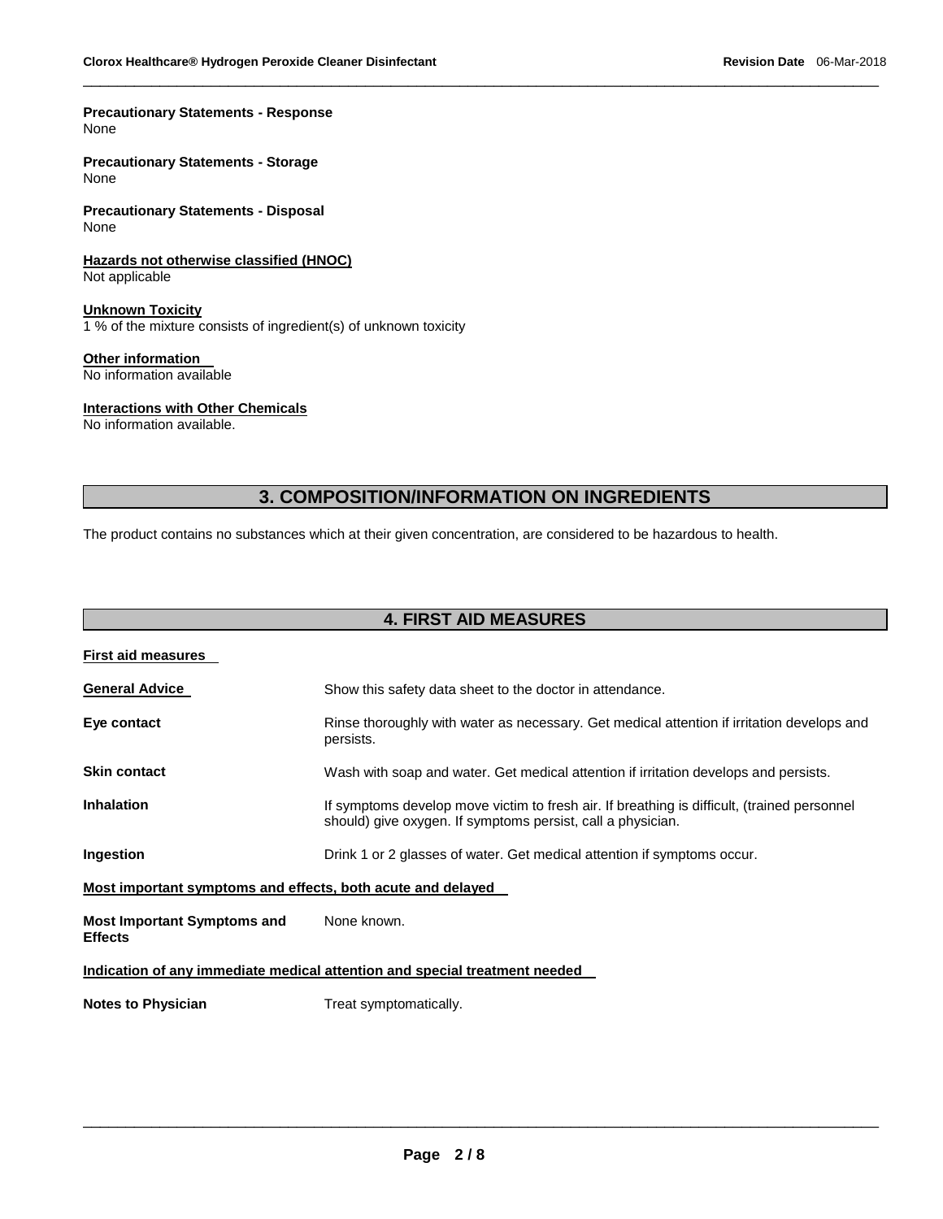**Precautionary Statements - Response**
None

**Precautionary Statements - Storage**
None

**Precautionary Statements - Disposal**
None

**Hazards not otherwise classified (HNOC)**
Not applicable

**Unknown Toxicity**
1 % of the mixture consists of ingredient(s) of unknown toxicity

**Other information**
No information available

**Interactions with Other Chemicals**
No information available.

## 3. COMPOSITION/INFORMATION ON INGREDIENTS

The product contains no substances which at their given concentration, are considered to be hazardous to health.

## 4. FIRST AID MEASURES

**First aid measures**

| | |
|---|---|
| **General Advice** | Show this safety data sheet to the doctor in attendance. |
| **Eye contact** | Rinse thoroughly with water as necessary. Get medical attention if irritation develops and persists. |
| **Skin contact** | Wash with soap and water. Get medical attention if irritation develops and persists. |
| **Inhalation** | If symptoms develop move victim to fresh air. If breathing is difficult, (trained personnel should) give oxygen. If symptoms persist, call a physician. |
| **Ingestion** | Drink 1 or 2 glasses of water. Get medical attention if symptoms occur. |

**Most important symptoms and effects, both acute and delayed**

| | |
|---|---|
| **Most Important Symptoms and Effects** | None known. |

**Indication of any immediate medical attention and special treatment needed**

| | |
|---|---|
| **Notes to Physician** | Treat symptomatically. |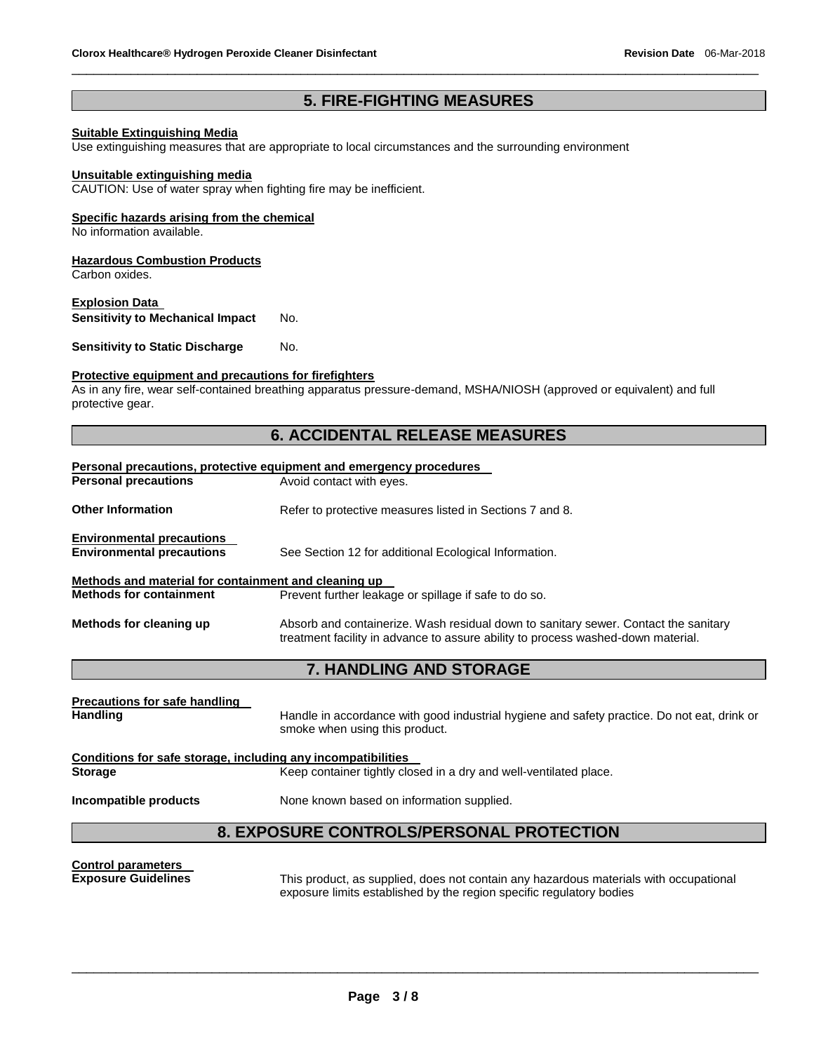## 5. FIRE-FIGHTING MEASURES

**Suitable Extinguishing Media**
Use extinguishing measures that are appropriate to local circumstances and the surrounding environment

**Unsuitable extinguishing media**
CAUTION: Use of water spray when fighting fire may be inefficient.

**Specific hazards arising from the chemical**
No information available.

**Hazardous Combustion Products**
Carbon oxides.

**Explosion Data**

**Sensitivity to Mechanical Impact** No.

**Sensitivity to Static Discharge** No.

**Protective equipment and precautions for firefighters**
As in any fire, wear self-contained breathing apparatus pressure-demand, MSHA/NIOSH (approved or equivalent) and full protective gear.

## 6. ACCIDENTAL RELEASE MEASURES

**Personal precautions, protective equipment and emergency procedures**

**Personal precautions** Avoid contact with eyes.

**Other Information** Refer to protective measures listed in Sections 7 and 8.

**Environmental precautions**

**Environmental precautions** See Section 12 for additional Ecological Information.

**Methods and material for containment and cleaning up**

**Methods for containment** Prevent further leakage or spillage if safe to do so.

**Methods for cleaning up** Absorb and containerize. Wash residual down to sanitary sewer. Contact the sanitary treatment facility in advance to assure ability to process washed-down material.

## 7. HANDLING AND STORAGE

**Precautions for safe handling**

**Handling** Handle in accordance with good industrial hygiene and safety practice. Do not eat, drink or smoke when using this product.

**Conditions for safe storage, including any incompatibilities**

**Storage** Keep container tightly closed in a dry and well-ventilated place.

**Incompatible products** None known based on information supplied.

## 8. EXPOSURE CONTROLS/PERSONAL PROTECTION

**Control parameters**

**Exposure Guidelines** This product, as supplied, does not contain any hazardous materials with occupational exposure limits established by the region specific regulatory bodies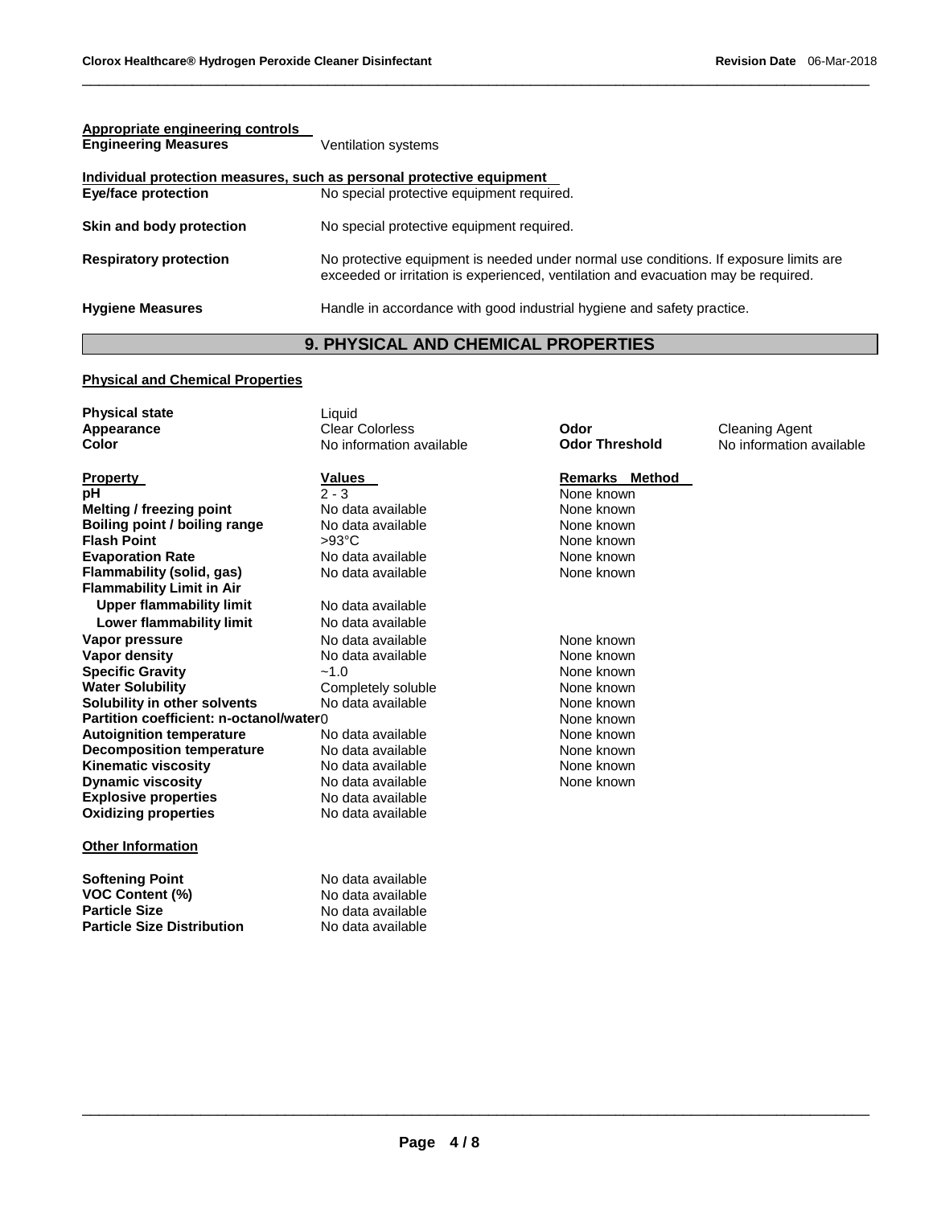**Appropriate engineering controls**

| | |
|---|---|
| **Engineering Measures** | Ventilation systems |

**Individual protection measures, such as personal protective equipment**

| | |
|---|---|
| **Eye/face protection** | No special protective equipment required. |
| **Skin and body protection** | No special protective equipment required. |
| **Respiratory protection** | No protective equipment is needed under normal use conditions. If exposure limits are exceeded or irritation is experienced, ventilation and evacuation may be required. |
| **Hygiene Measures** | Handle in accordance with good industrial hygiene and safety practice. |

## 9. PHYSICAL AND CHEMICAL PROPERTIES

**Physical and Chemical Properties**

| | | | |
|---|---|---|---|
| **Physical state** | Liquid | | |
| **Appearance** | Clear Colorless | **Odor** | Cleaning Agent |
| **Color** | No information available | **Odor Threshold** | No information available |

| **Property** | **Values** | **Remarks Method** |
|---|---|---|
| **pH** | 2 - 3 | None known |
| **Melting / freezing point** | No data available | None known |
| **Boiling point / boiling range** | No data available | None known |
| **Flash Point** | >93°C | None known |
| **Evaporation Rate** | No data available | None known |
| **Flammability (solid, gas)** | No data available | None known |
| **Flammability Limit in Air** | | |
| **Upper flammability limit** | No data available | |
| **Lower flammability limit** | No data available | |
| **Vapor pressure** | No data available | None known |
| **Vapor density** | No data available | None known |
| **Specific Gravity** | ~1.0 | None known |
| **Water Solubility** | Completely soluble | None known |
| **Solubility in other solvents** | No data available | None known |
| **Partition coefficient: n-octanol/water** | 0 | None known |
| **Autoignition temperature** | No data available | None known |
| **Decomposition temperature** | No data available | None known |
| **Kinematic viscosity** | No data available | None known |
| **Dynamic viscosity** | No data available | None known |
| **Explosive properties** | No data available | |
| **Oxidizing properties** | No data available | |

**Other Information**

| | |
|---|---|
| **Softening Point** | No data available |
| **VOC Content (%)** | No data available |
| **Particle Size** | No data available |
| **Particle Size Distribution** | No data available |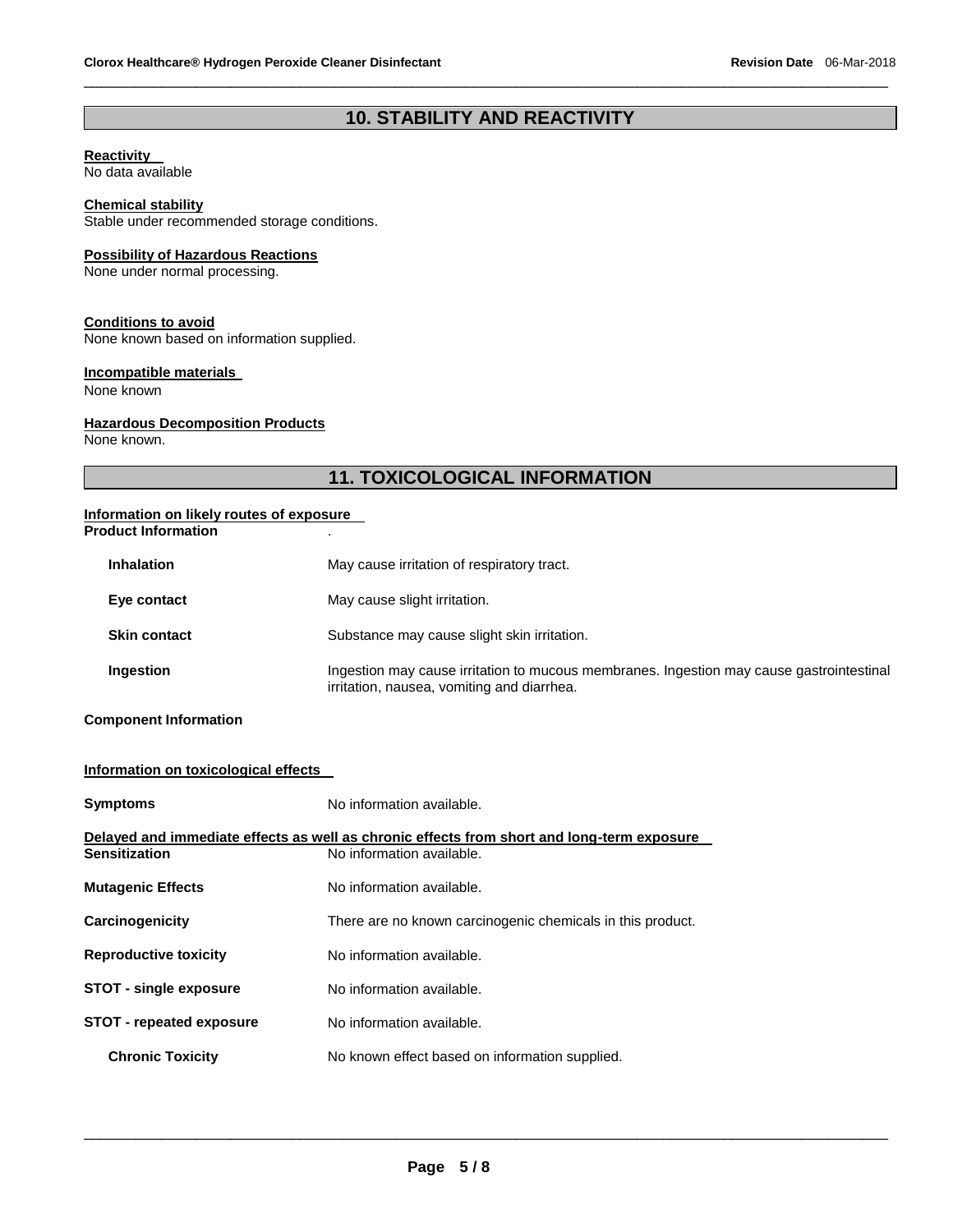## 10. STABILITY AND REACTIVITY

**Reactivity**
No data available

**Chemical stability**
Stable under recommended storage conditions.

**Possibility of Hazardous Reactions**
None under normal processing.

**Conditions to avoid**
None known based on information supplied.

**Incompatible materials**
None known

**Hazardous Decomposition Products**
None known.

## 11. TOXICOLOGICAL INFORMATION

**Information on likely routes of exposure**

**Product Information** .

| | |
|---|---|
| **Inhalation** | May cause irritation of respiratory tract. |
| **Eye contact** | May cause slight irritation. |
| **Skin contact** | Substance may cause slight skin irritation. |
| **Ingestion** | Ingestion may cause irritation to mucous membranes. Ingestion may cause gastrointestinal irritation, nausea, vomiting and diarrhea. |

**Component Information**

**Information on toxicological effects**

**Symptoms** No information available.

**Delayed and immediate effects as well as chronic effects from short and long-term exposure**

| | |
|---|---|
| **Sensitization** | No information available. |
| **Mutagenic Effects** | No information available. |
| **Carcinogenicity** | There are no known carcinogenic chemicals in this product. |
| **Reproductive toxicity** | No information available. |
| **STOT - single exposure** | No information available. |
| **STOT - repeated exposure** | No information available. |
| **Chronic Toxicity** | No known effect based on information supplied. |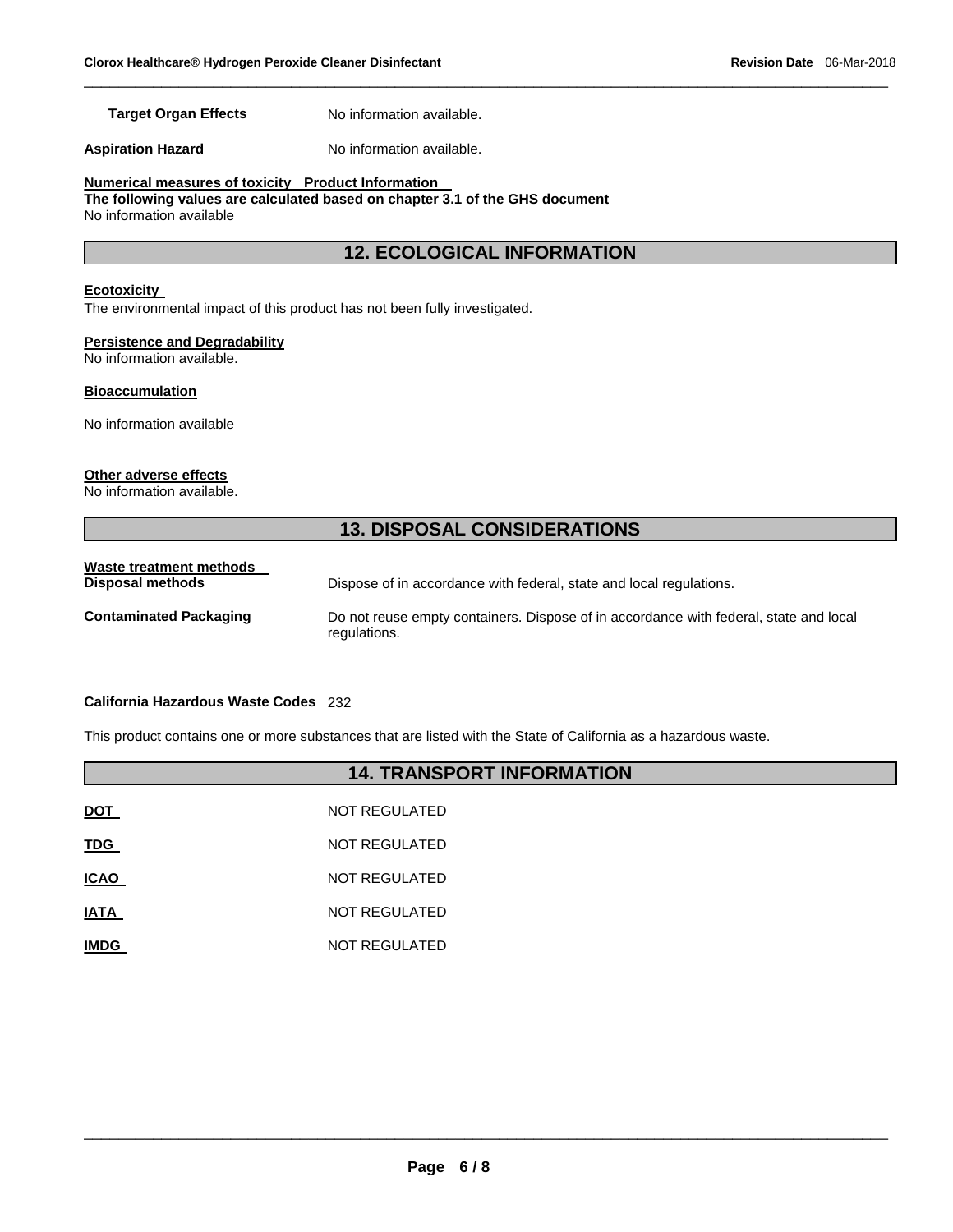**Target Organ Effects** No information available.

**Aspiration Hazard** No information available.

**Numerical measures of toxicity Product Information**

**The following values are calculated based on chapter 3.1 of the GHS document**

No information available

## 12. ECOLOGICAL INFORMATION

**Ecotoxicity**

The environmental impact of this product has not been fully investigated.

**Persistence and Degradability**

No information available.

**Bioaccumulation**

No information available

**Other adverse effects**

No information available.

## 13. DISPOSAL CONSIDERATIONS

**Waste treatment methods**

**Disposal methods** Dispose of in accordance with federal, state and local regulations.

**Contaminated Packaging** Do not reuse empty containers. Dispose of in accordance with federal, state and local regulations.

**California Hazardous Waste Codes** 232

This product contains one or more substances that are listed with the State of California as a hazardous waste.

## 14. TRANSPORT INFORMATION

| | |
|---|---|
| **DOT** | NOT REGULATED |
| **TDG** | NOT REGULATED |
| **ICAO** | NOT REGULATED |
| **IATA** | NOT REGULATED |
| **IMDG** | NOT REGULATED |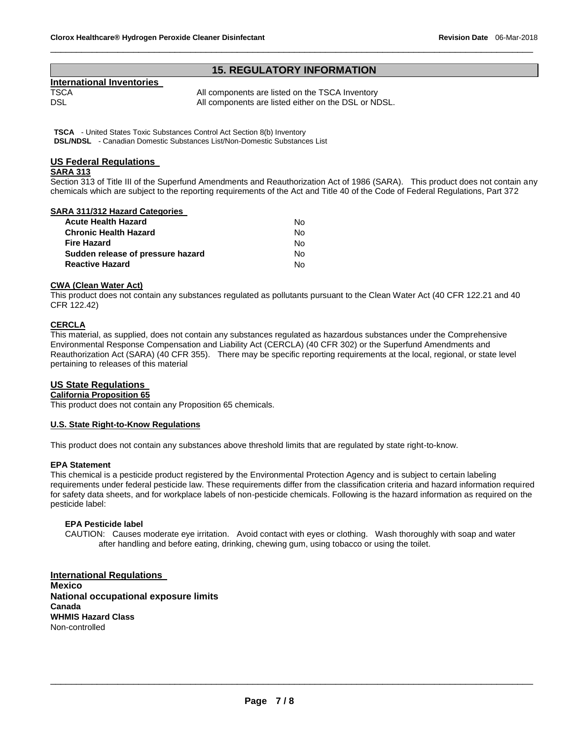## 15. REGULATORY INFORMATION

**International Inventories**

| | |
|---|---|
| TSCA | All components are listed on the TSCA Inventory |
| DSL | All components are listed either on the DSL or NDSL. |

**TSCA** - United States Toxic Substances Control Act Section 8(b) Inventory
**DSL/NDSL** - Canadian Domestic Substances List/Non-Domestic Substances List

**US Federal Regulations**

**SARA 313**

Section 313 of Title III of the Superfund Amendments and Reauthorization Act of 1986 (SARA). This product does not contain any chemicals which are subject to the reporting requirements of the Act and Title 40 of the Code of Federal Regulations, Part 372

**SARA 311/312 Hazard Categories**

| | |
|---|---|
| **Acute Health Hazard** | No |
| **Chronic Health Hazard** | No |
| **Fire Hazard** | No |
| **Sudden release of pressure hazard** | No |
| **Reactive Hazard** | No |

**CWA (Clean Water Act)**

This product does not contain any substances regulated as pollutants pursuant to the Clean Water Act (40 CFR 122.21 and 40 CFR 122.42)

**CERCLA**

This material, as supplied, does not contain any substances regulated as hazardous substances under the Comprehensive Environmental Response Compensation and Liability Act (CERCLA) (40 CFR 302) or the Superfund Amendments and Reauthorization Act (SARA) (40 CFR 355). There may be specific reporting requirements at the local, regional, or state level pertaining to releases of this material

**US State Regulations**

**California Proposition 65**

This product does not contain any Proposition 65 chemicals.

**U.S. State Right-to-Know Regulations**

This product does not contain any substances above threshold limits that are regulated by state right-to-know.

**EPA Statement**

This chemical is a pesticide product registered by the Environmental Protection Agency and is subject to certain labeling requirements under federal pesticide law. These requirements differ from the classification criteria and hazard information required for safety data sheets, and for workplace labels of non-pesticide chemicals. Following is the hazard information as required on the pesticide label:

**EPA Pesticide label**

CAUTION: Causes moderate eye irritation. Avoid contact with eyes or clothing. Wash thoroughly with soap and water after handling and before eating, drinking, chewing gum, using tobacco or using the toilet.

**International Regulations**

**Mexico**

**National occupational exposure limits**

**Canada**

**WHMIS Hazard Class**

Non-controlled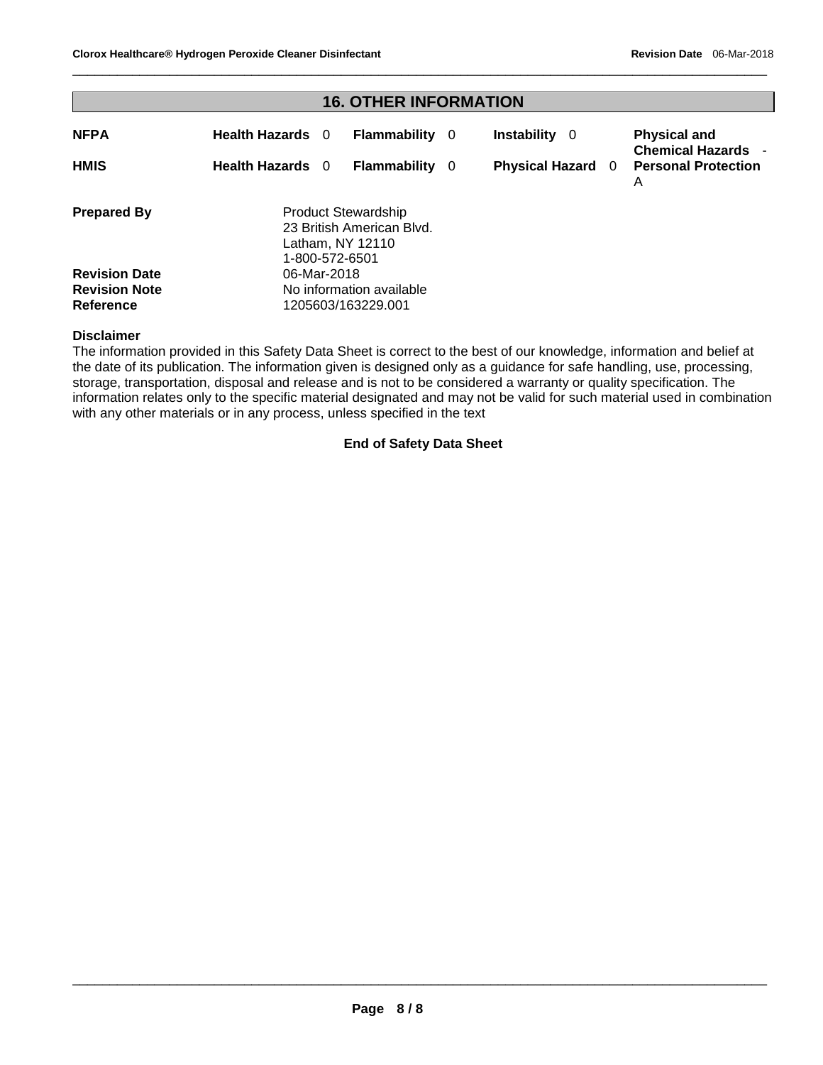## 16. OTHER INFORMATION

| | | | | |
|---|---|---|---|---|
| **NFPA** | **Health Hazards** 0 | **Flammability** 0 | **Instability** 0 | **Physical and Chemical Hazards** - |
| **HMIS** | **Health Hazards** 0 | **Flammability** 0 | **Physical Hazard** 0 | **Personal Protection** A |

**Prepared By**
Product Stewardship
23 British American Blvd.
Latham, NY 12110
1-800-572-6501

**Revision Date** 06-Mar-2018
**Revision Note** No information available
**Reference** 1205603/163229.001

**Disclaimer**
The information provided in this Safety Data Sheet is correct to the best of our knowledge, information and belief at the date of its publication. The information given is designed only as a guidance for safe handling, use, processing, storage, transportation, disposal and release and is not to be considered a warranty or quality specification. The information relates only to the specific material designated and may not be valid for such material used in combination with any other materials or in any process, unless specified in the text

**End of Safety Data Sheet**